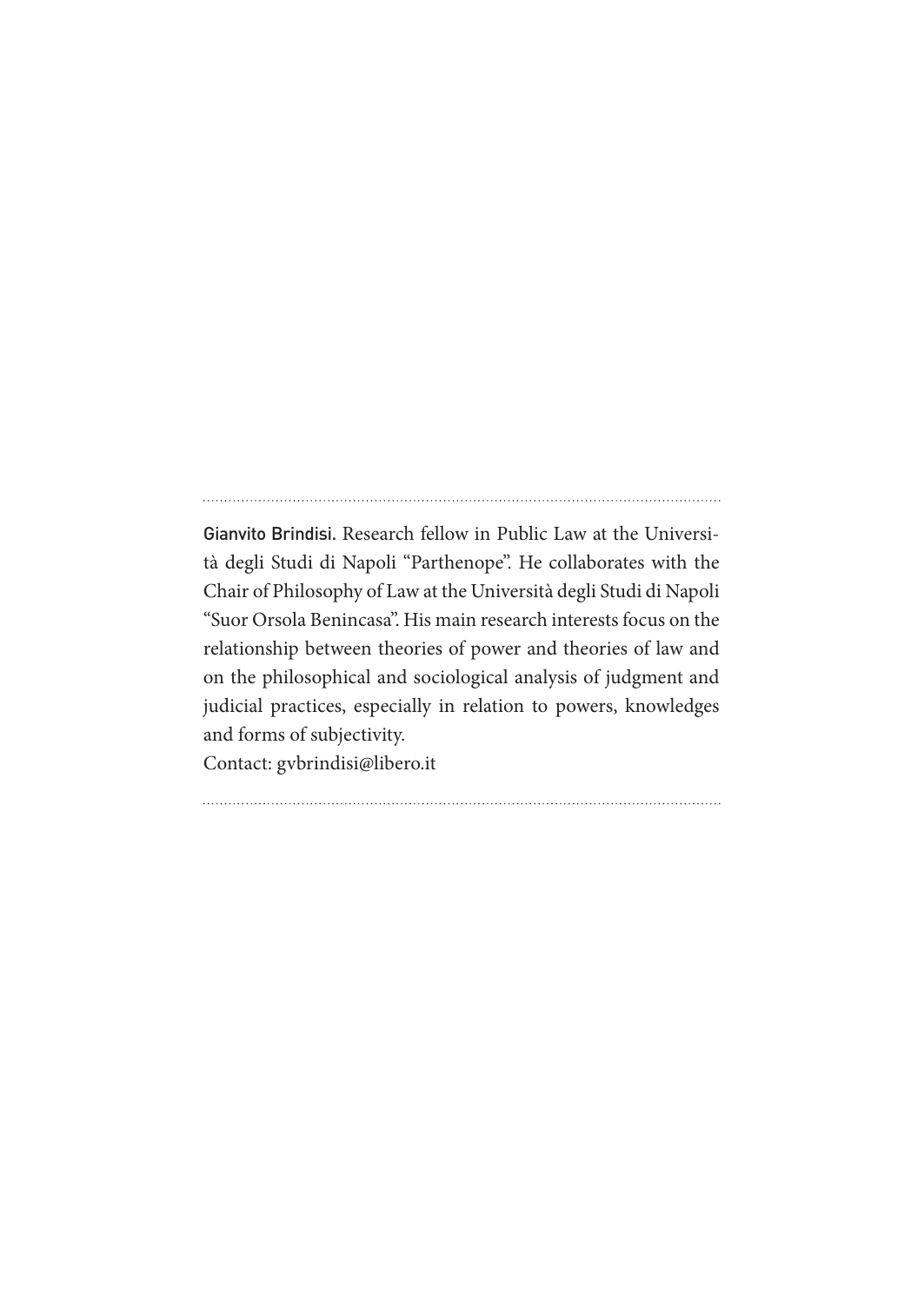---

**Gianvito Brindisi.** Research fellow in Public Law at the Università degli Studi di Napoli "Parthenope". He collaborates with the Chair of Philosophy of Law at the Università degli Studi di Napoli "Suor Orsola Benincasa". His main research interests focus on the relationship between theories of power and theories of law and on the philosophical and sociological analysis of judgment and judicial practices, especially in relation to powers, knowledges and forms of subjectivity.

Contact: gvbrindisi@libero.it

---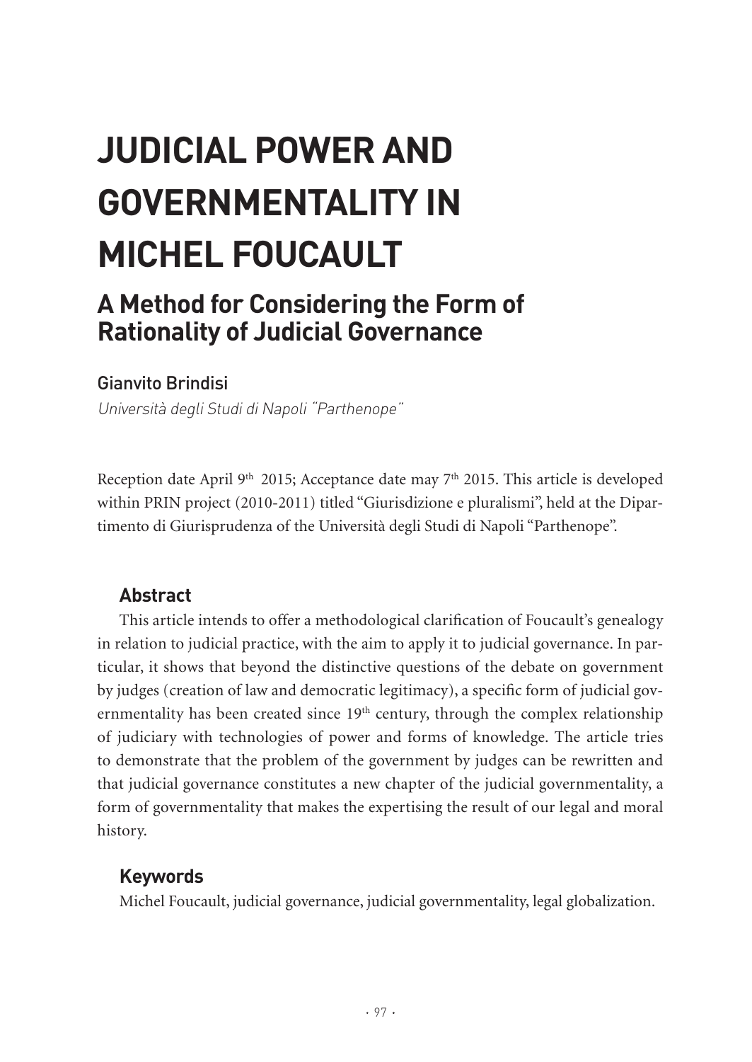# JUDICIAL POWER AND GOVERNMENTALITY IN MICHEL FOUCAULT

## A Method for Considering the Form of Rationality of Judicial Governance

Gianvito Brindisi

*Università degli Studi di Napoli "Parthenope"*

Reception date April 9th 2015; Acceptance date may 7th 2015. This article is developed within PRIN project (2010-2011) titled "Giurisdizione e pluralismi", held at the Dipartimento di Giurisprudenza of the Università degli Studi di Napoli "Parthenope".

### Abstract

This article intends to offer a methodological clarification of Foucault's genealogy in relation to judicial practice, with the aim to apply it to judicial governance. In particular, it shows that beyond the distinctive questions of the debate on government by judges (creation of law and democratic legitimacy), a specific form of judicial governmentality has been created since 19th century, through the complex relationship of judiciary with technologies of power and forms of knowledge. The article tries to demonstrate that the problem of the government by judges can be rewritten and that judicial governance constitutes a new chapter of the judicial governmentality, a form of governmentality that makes the expertising the result of our legal and moral history.

### Keywords

Michel Foucault, judicial governance, judicial governmentality, legal globalization.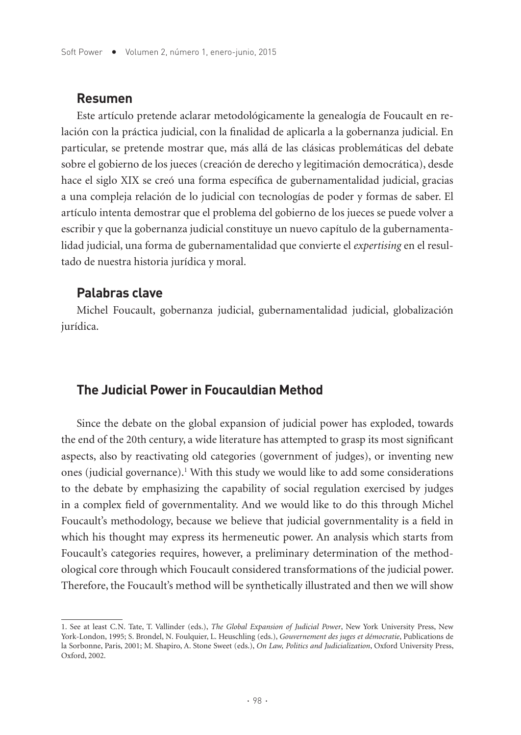## Resumen

Este artículo pretende aclarar metodológicamente la genealogía de Foucault en relación con la práctica judicial, con la finalidad de aplicarla a la gobernanza judicial. En particular, se pretende mostrar que, más allá de las clásicas problemáticas del debate sobre el gobierno de los jueces (creación de derecho y legitimación democrática), desde hace el siglo XIX se creó una forma específica de gubernamentalidad judicial, gracias a una compleja relación de lo judicial con tecnologías de poder y formas de saber. El artículo intenta demostrar que el problema del gobierno de los jueces se puede volver a escribir y que la gobernanza judicial constituye un nuevo capítulo de la gubernamentalidad judicial, una forma de gubernamentalidad que convierte el *expertising* en el resultado de nuestra historia jurídica y moral.

## Palabras clave

Michel Foucault, gobernanza judicial, gubernamentalidad judicial, globalización jurídica.

## The Judicial Power in Foucauldian Method

Since the debate on the global expansion of judicial power has exploded, towards the end of the 20th century, a wide literature has attempted to grasp its most significant aspects, also by reactivating old categories (government of judges), or inventing new ones (judicial governance).[1] With this study we would like to add some considerations to the debate by emphasizing the capability of social regulation exercised by judges in a complex field of governmentality. And we would like to do this through Michel Foucault's methodology, because we believe that judicial governmentality is a field in which his thought may express its hermeneutic power. An analysis which starts from Foucault's categories requires, however, a preliminary determination of the methodological core through which Foucault considered transformations of the judicial power. Therefore, the Foucault's method will be synthetically illustrated and then we will show

1. See at least C.N. Tate, T. Vallinder (eds.), *The Global Expansion of Judicial Power*, New York University Press, New York-London, 1995; S. Brondel, N. Foulquier, L. Heuschling (eds.), *Gouvernement des juges et démocratie*, Publications de la Sorbonne, Paris, 2001; M. Shapiro, A. Stone Sweet (eds.), *On Law, Politics and Judicialization*, Oxford University Press, Oxford, 2002.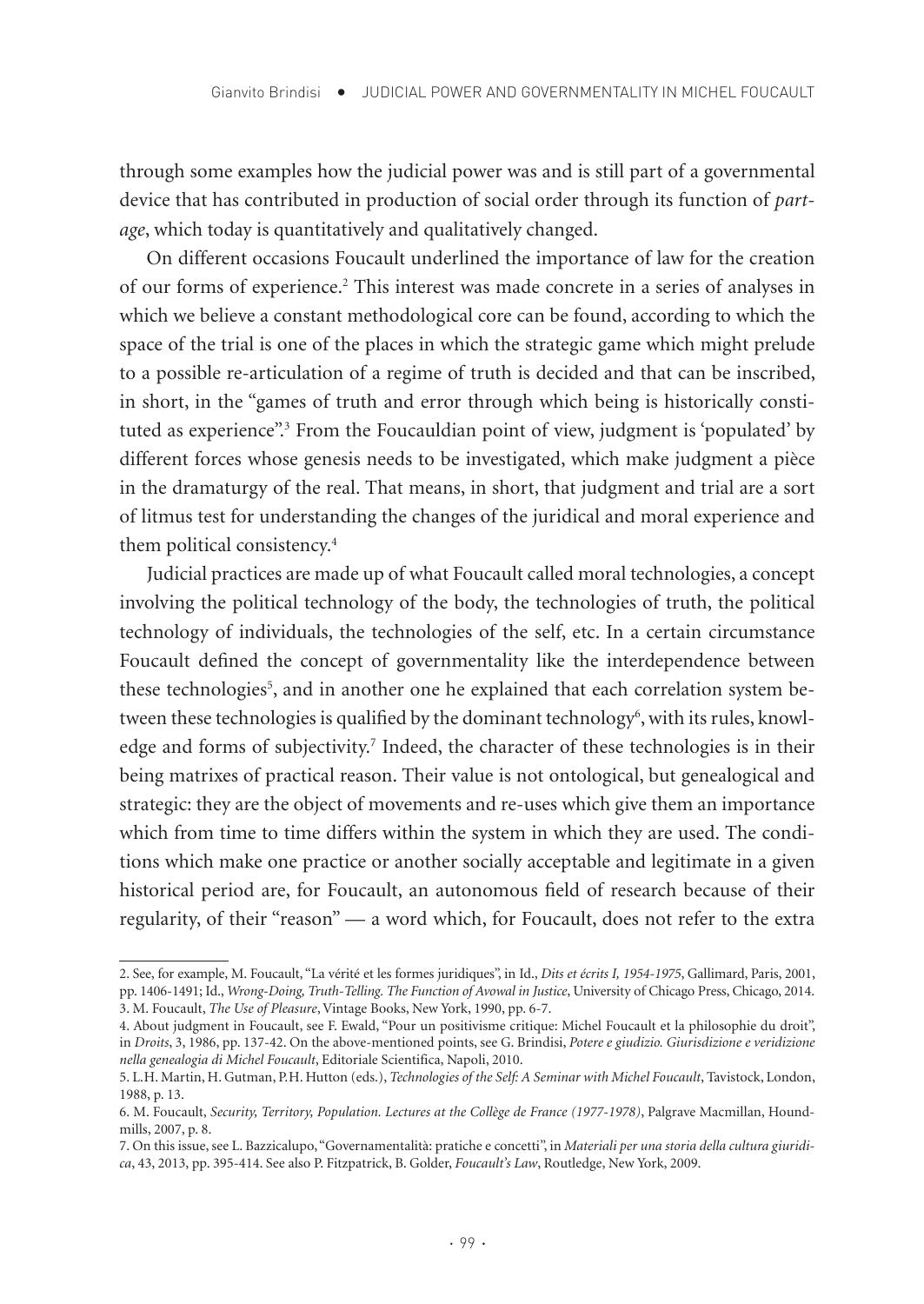through some examples how the judicial power was and is still part of a governmental device that has contributed in production of social order through its function of *partage*, which today is quantitatively and qualitatively changed.

On different occasions Foucault underlined the importance of law for the creation of our forms of experience.[2] This interest was made concrete in a series of analyses in which we believe a constant methodological core can be found, according to which the space of the trial is one of the places in which the strategic game which might prelude to a possible re-articulation of a regime of truth is decided and that can be inscribed, in short, in the "games of truth and error through which being is historically constituted as experience".[3] From the Foucauldian point of view, judgment is 'populated' by different forces whose genesis needs to be investigated, which make judgment a pièce in the dramaturgy of the real. That means, in short, that judgment and trial are a sort of litmus test for understanding the changes of the juridical and moral experience and them political consistency.[4]

Judicial practices are made up of what Foucault called moral technologies, a concept involving the political technology of the body, the technologies of truth, the political technology of individuals, the technologies of the self, etc. In a certain circumstance Foucault defined the concept of governmentality like the interdependence between these technologies[5], and in another one he explained that each correlation system between these technologies is qualified by the dominant technology[6], with its rules, knowledge and forms of subjectivity.[7] Indeed, the character of these technologies is in their being matrixes of practical reason. Their value is not ontological, but genealogical and strategic: they are the object of movements and re-uses which give them an importance which from time to time differs within the system in which they are used. The conditions which make one practice or another socially acceptable and legitimate in a given historical period are, for Foucault, an autonomous field of research because of their regularity, of their "reason" — a word which, for Foucault, does not refer to the extra

2. See, for example, M. Foucault, "La vérité et les formes juridiques", in Id., *Dits et écrits I, 1954-1975*, Gallimard, Paris, 2001, pp. 1406-1491; Id., *Wrong-Doing, Truth-Telling. The Function of Avowal in Justice*, University of Chicago Press, Chicago, 2014.
3. M. Foucault, *The Use of Pleasure*, Vintage Books, New York, 1990, pp. 6-7.
4. About judgment in Foucault, see F. Ewald, "Pour un positivisme critique: Michel Foucault et la philosophie du droit", in *Droits*, 3, 1986, pp. 137-42. On the above-mentioned points, see G. Brindisi, *Potere e giudizio. Giurisdizione e veridizione nella genealogia di Michel Foucault*, Editoriale Scientifica, Napoli, 2010.
5. L.H. Martin, H. Gutman, P.H. Hutton (eds.), *Technologies of the Self: A Seminar with Michel Foucault*, Tavistock, London, 1988, p. 13.
6. M. Foucault, *Security, Territory, Population. Lectures at the Collège de France (1977-1978)*, Palgrave Macmillan, Houndmills, 2007, p. 8.
7. On this issue, see L. Bazzicalupo, "Governamentalità: pratiche e concetti", in *Materiali per una storia della cultura giuridica*, 43, 2013, pp. 395-414. See also P. Fitzpatrick, B. Golder, *Foucault's Law*, Routledge, New York, 2009.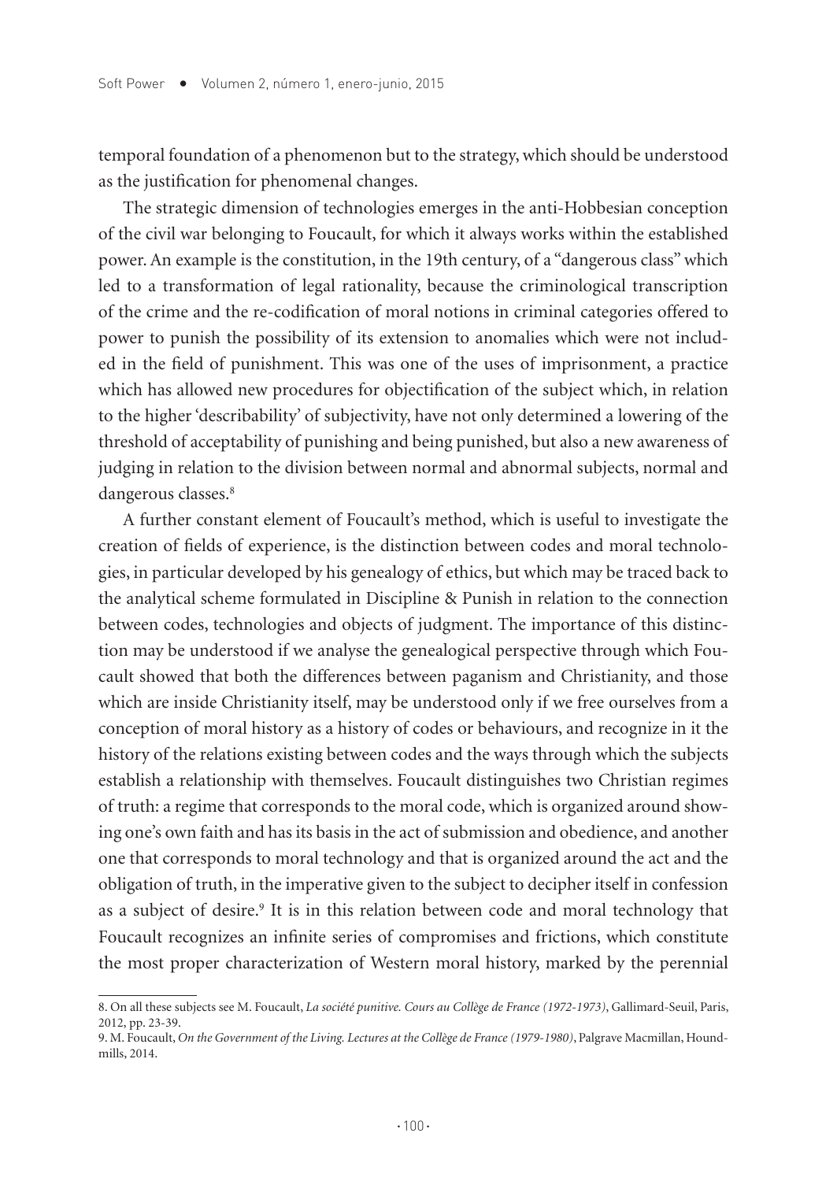temporal foundation of a phenomenon but to the strategy, which should be understood as the justification for phenomenal changes.

The strategic dimension of technologies emerges in the anti-Hobbesian conception of the civil war belonging to Foucault, for which it always works within the established power. An example is the constitution, in the 19th century, of a "dangerous class" which led to a transformation of legal rationality, because the criminological transcription of the crime and the re-codification of moral notions in criminal categories offered to power to punish the possibility of its extension to anomalies which were not included in the field of punishment. This was one of the uses of imprisonment, a practice which has allowed new procedures for objectification of the subject which, in relation to the higher 'describability' of subjectivity, have not only determined a lowering of the threshold of acceptability of punishing and being punished, but also a new awareness of judging in relation to the division between normal and abnormal subjects, normal and dangerous classes.[8]

A further constant element of Foucault's method, which is useful to investigate the creation of fields of experience, is the distinction between codes and moral technologies, in particular developed by his genealogy of ethics, but which may be traced back to the analytical scheme formulated in Discipline & Punish in relation to the connection between codes, technologies and objects of judgment. The importance of this distinction may be understood if we analyse the genealogical perspective through which Foucault showed that both the differences between paganism and Christianity, and those which are inside Christianity itself, may be understood only if we free ourselves from a conception of moral history as a history of codes or behaviours, and recognize in it the history of the relations existing between codes and the ways through which the subjects establish a relationship with themselves. Foucault distinguishes two Christian regimes of truth: a regime that corresponds to the moral code, which is organized around showing one's own faith and has its basis in the act of submission and obedience, and another one that corresponds to moral technology and that is organized around the act and the obligation of truth, in the imperative given to the subject to decipher itself in confession as a subject of desire.[9] It is in this relation between code and moral technology that Foucault recognizes an infinite series of compromises and frictions, which constitute the most proper characterization of Western moral history, marked by the perennial

---

8. On all these subjects see M. Foucault, *La société punitive. Cours au Collège de France (1972-1973)*, Gallimard-Seuil, Paris, 2012, pp. 23-39.

9. M. Foucault, *On the Government of the Living. Lectures at the Collège de France (1979-1980)*, Palgrave Macmillan, Houndmills, 2014.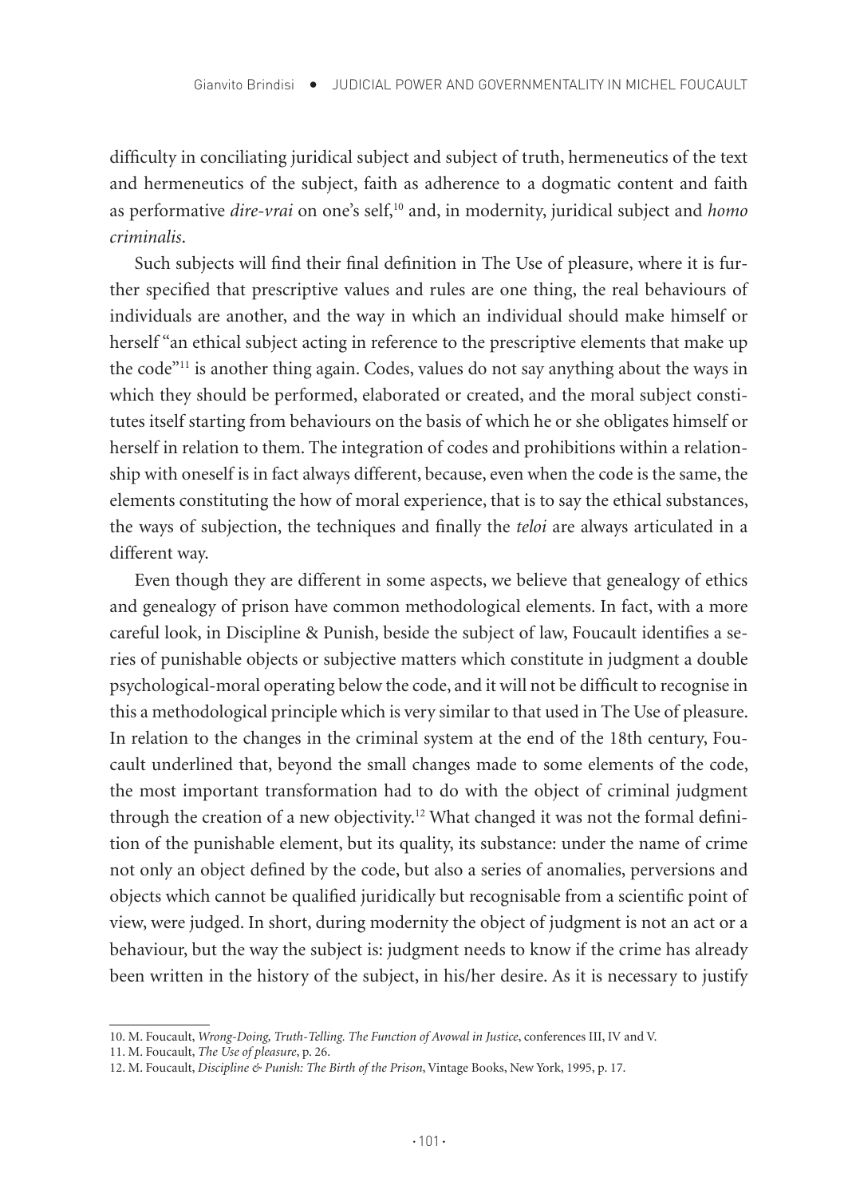difficulty in conciliating juridical subject and subject of truth, hermeneutics of the text and hermeneutics of the subject, faith as adherence to a dogmatic content and faith as performative *dire-vrai* on one's self,[10] and, in modernity, juridical subject and *homo criminalis*.

Such subjects will find their final definition in The Use of pleasure, where it is further specified that prescriptive values and rules are one thing, the real behaviours of individuals are another, and the way in which an individual should make himself or herself "an ethical subject acting in reference to the prescriptive elements that make up the code"[11] is another thing again. Codes, values do not say anything about the ways in which they should be performed, elaborated or created, and the moral subject constitutes itself starting from behaviours on the basis of which he or she obligates himself or herself in relation to them. The integration of codes and prohibitions within a relationship with oneself is in fact always different, because, even when the code is the same, the elements constituting the how of moral experience, that is to say the ethical substances, the ways of subjection, the techniques and finally the *teloi* are always articulated in a different way.

Even though they are different in some aspects, we believe that genealogy of ethics and genealogy of prison have common methodological elements. In fact, with a more careful look, in Discipline & Punish, beside the subject of law, Foucault identifies a series of punishable objects or subjective matters which constitute in judgment a double psychological-moral operating below the code, and it will not be difficult to recognise in this a methodological principle which is very similar to that used in The Use of pleasure. In relation to the changes in the criminal system at the end of the 18th century, Foucault underlined that, beyond the small changes made to some elements of the code, the most important transformation had to do with the object of criminal judgment through the creation of a new objectivity.[12] What changed it was not the formal definition of the punishable element, but its quality, its substance: under the name of crime not only an object defined by the code, but also a series of anomalies, perversions and objects which cannot be qualified juridically but recognisable from a scientific point of view, were judged. In short, during modernity the object of judgment is not an act or a behaviour, but the way the subject is: judgment needs to know if the crime has already been written in the history of the subject, in his/her desire. As it is necessary to justify

---

10. M. Foucault, *Wrong-Doing, Truth-Telling. The Function of Avowal in Justice*, conferences III, IV and V.

11. M. Foucault, *The Use of pleasure*, p. 26.

12. M. Foucault, *Discipline & Punish: The Birth of the Prison*, Vintage Books, New York, 1995, p. 17.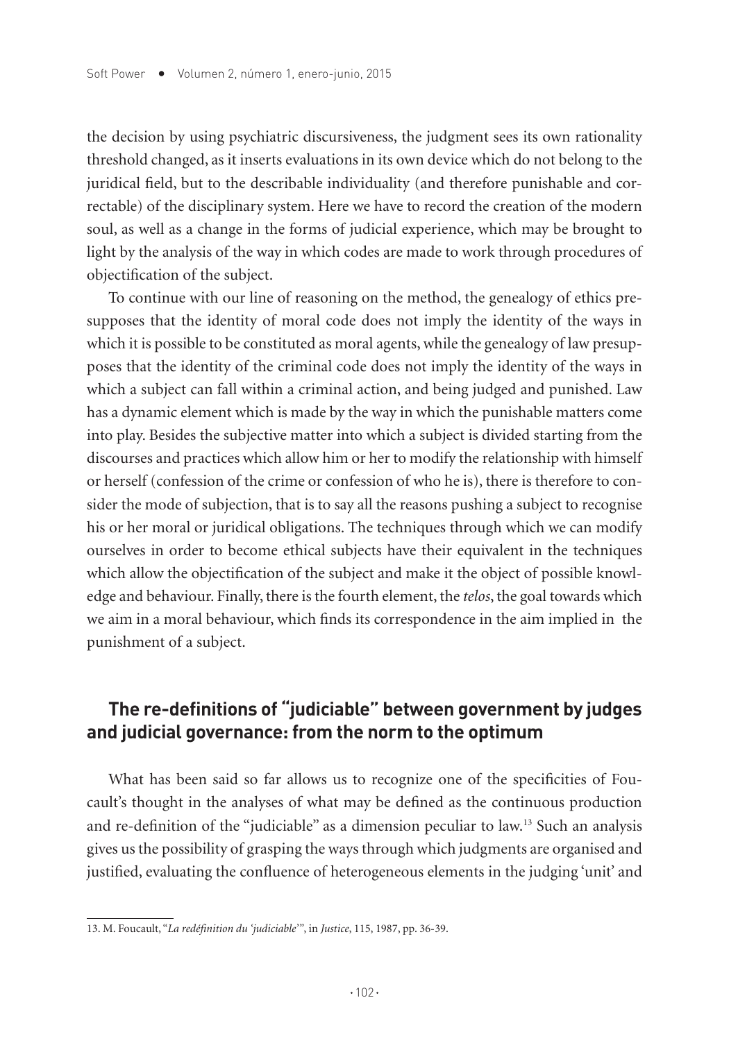the decision by using psychiatric discursiveness, the judgment sees its own rationality threshold changed, as it inserts evaluations in its own device which do not belong to the juridical field, but to the describable individuality (and therefore punishable and correctable) of the disciplinary system. Here we have to record the creation of the modern soul, as well as a change in the forms of judicial experience, which may be brought to light by the analysis of the way in which codes are made to work through procedures of objectification of the subject.

To continue with our line of reasoning on the method, the genealogy of ethics presupposes that the identity of moral code does not imply the identity of the ways in which it is possible to be constituted as moral agents, while the genealogy of law presupposes that the identity of the criminal code does not imply the identity of the ways in which a subject can fall within a criminal action, and being judged and punished. Law has a dynamic element which is made by the way in which the punishable matters come into play. Besides the subjective matter into which a subject is divided starting from the discourses and practices which allow him or her to modify the relationship with himself or herself (confession of the crime or confession of who he is), there is therefore to consider the mode of subjection, that is to say all the reasons pushing a subject to recognise his or her moral or juridical obligations. The techniques through which we can modify ourselves in order to become ethical subjects have their equivalent in the techniques which allow the objectification of the subject and make it the object of possible knowledge and behaviour. Finally, there is the fourth element, the *telos*, the goal towards which we aim in a moral behaviour, which finds its correspondence in the aim implied in the punishment of a subject.

## The re-definitions of "judiciable" between government by judges and judicial governance: from the norm to the optimum

What has been said so far allows us to recognize one of the specificities of Foucault's thought in the analyses of what may be defined as the continuous production and re-definition of the "judiciable" as a dimension peculiar to law.[13] Such an analysis gives us the possibility of grasping the ways through which judgments are organised and justified, evaluating the confluence of heterogeneous elements in the judging 'unit' and

13. M. Foucault, "*La redéfinition du 'judiciable'*", in *Justice*, 115, 1987, pp. 36-39.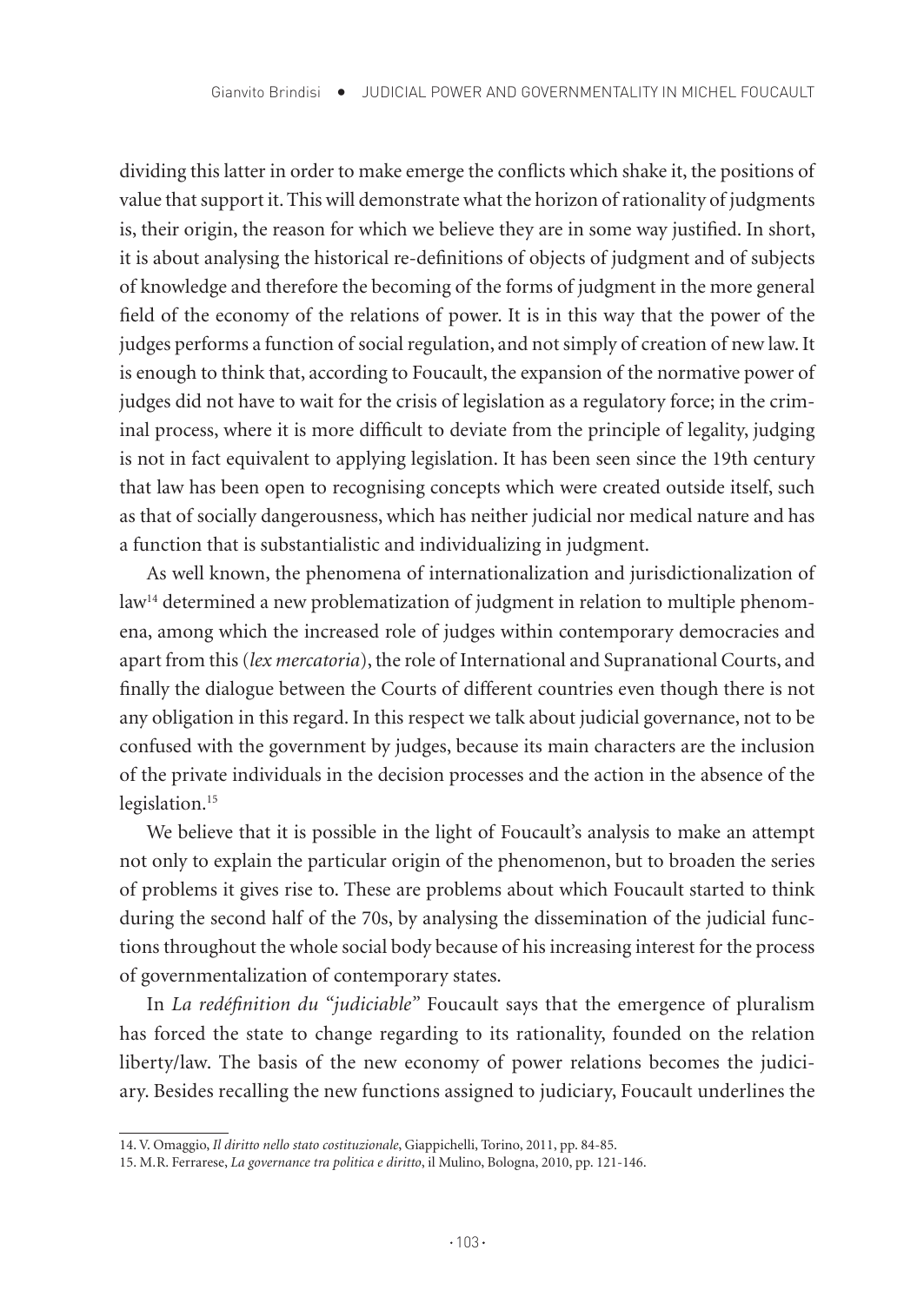dividing this latter in order to make emerge the conflicts which shake it, the positions of value that support it. This will demonstrate what the horizon of rationality of judgments is, their origin, the reason for which we believe they are in some way justified. In short, it is about analysing the historical re-definitions of objects of judgment and of subjects of knowledge and therefore the becoming of the forms of judgment in the more general field of the economy of the relations of power. It is in this way that the power of the judges performs a function of social regulation, and not simply of creation of new law. It is enough to think that, according to Foucault, the expansion of the normative power of judges did not have to wait for the crisis of legislation as a regulatory force; in the criminal process, where it is more difficult to deviate from the principle of legality, judging is not in fact equivalent to applying legislation. It has been seen since the 19th century that law has been open to recognising concepts which were created outside itself, such as that of socially dangerousness, which has neither judicial nor medical nature and has a function that is substantialistic and individualizing in judgment.

As well known, the phenomena of internationalization and jurisdictionalization of law[14] determined a new problematization of judgment in relation to multiple phenomena, among which the increased role of judges within contemporary democracies and apart from this (*lex mercatoria*), the role of International and Supranational Courts, and finally the dialogue between the Courts of different countries even though there is not any obligation in this regard. In this respect we talk about judicial governance, not to be confused with the government by judges, because its main characters are the inclusion of the private individuals in the decision processes and the action in the absence of the legislation.[15]

We believe that it is possible in the light of Foucault's analysis to make an attempt not only to explain the particular origin of the phenomenon, but to broaden the series of problems it gives rise to. These are problems about which Foucault started to think during the second half of the 70s, by analysing the dissemination of the judicial functions throughout the whole social body because of his increasing interest for the process of governmentalization of contemporary states.

In *La redéfinition du "judiciable"* Foucault says that the emergence of pluralism has forced the state to change regarding to its rationality, founded on the relation liberty/law. The basis of the new economy of power relations becomes the judiciary. Besides recalling the new functions assigned to judiciary, Foucault underlines the

---

14. V. Omaggio, *Il diritto nello stato costituzionale*, Giappichelli, Torino, 2011, pp. 84-85.

15. M.R. Ferrarese, *La governance tra politica e diritto*, il Mulino, Bologna, 2010, pp. 121-146.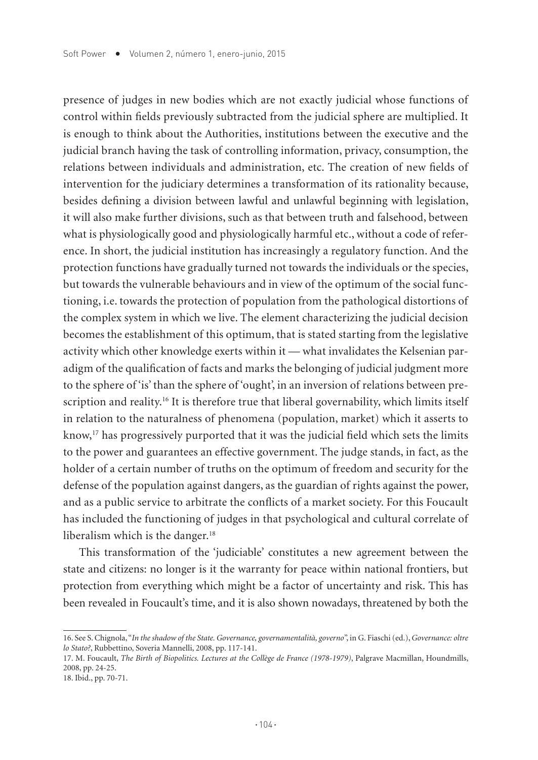presence of judges in new bodies which are not exactly judicial whose functions of control within fields previously subtracted from the judicial sphere are multiplied. It is enough to think about the Authorities, institutions between the executive and the judicial branch having the task of controlling information, privacy, consumption, the relations between individuals and administration, etc. The creation of new fields of intervention for the judiciary determines a transformation of its rationality because, besides defining a division between lawful and unlawful beginning with legislation, it will also make further divisions, such as that between truth and falsehood, between what is physiologically good and physiologically harmful etc., without a code of reference. In short, the judicial institution has increasingly a regulatory function. And the protection functions have gradually turned not towards the individuals or the species, but towards the vulnerable behaviours and in view of the optimum of the social functioning, i.e. towards the protection of population from the pathological distortions of the complex system in which we live. The element characterizing the judicial decision becomes the establishment of this optimum, that is stated starting from the legislative activity which other knowledge exerts within it — what invalidates the Kelsenian paradigm of the qualification of facts and marks the belonging of judicial judgment more to the sphere of 'is' than the sphere of 'ought', in an inversion of relations between prescription and reality.[16] It is therefore true that liberal governability, which limits itself in relation to the naturalness of phenomena (population, market) which it asserts to know,[17] has progressively purported that it was the judicial field which sets the limits to the power and guarantees an effective government. The judge stands, in fact, as the holder of a certain number of truths on the optimum of freedom and security for the defense of the population against dangers, as the guardian of rights against the power, and as a public service to arbitrate the conflicts of a market society. For this Foucault has included the functioning of judges in that psychological and cultural correlate of liberalism which is the danger.[18]

This transformation of the 'judiciable' constitutes a new agreement between the state and citizens: no longer is it the warranty for peace within national frontiers, but protection from everything which might be a factor of uncertainty and risk. This has been revealed in Foucault's time, and it is also shown nowadays, threatened by both the

16. See S. Chignola, "*In the shadow of the State. Governance, governamentalità, governo*", in G. Fiaschi (ed.), *Governance: oltre lo Stato?*, Rubbettino, Soveria Mannelli, 2008, pp. 117-141.

17. M. Foucault, *The Birth of Biopolitics. Lectures at the Collège de France (1978-1979)*, Palgrave Macmillan, Houndmills, 2008, pp. 24-25.

18. Ibid., pp. 70-71.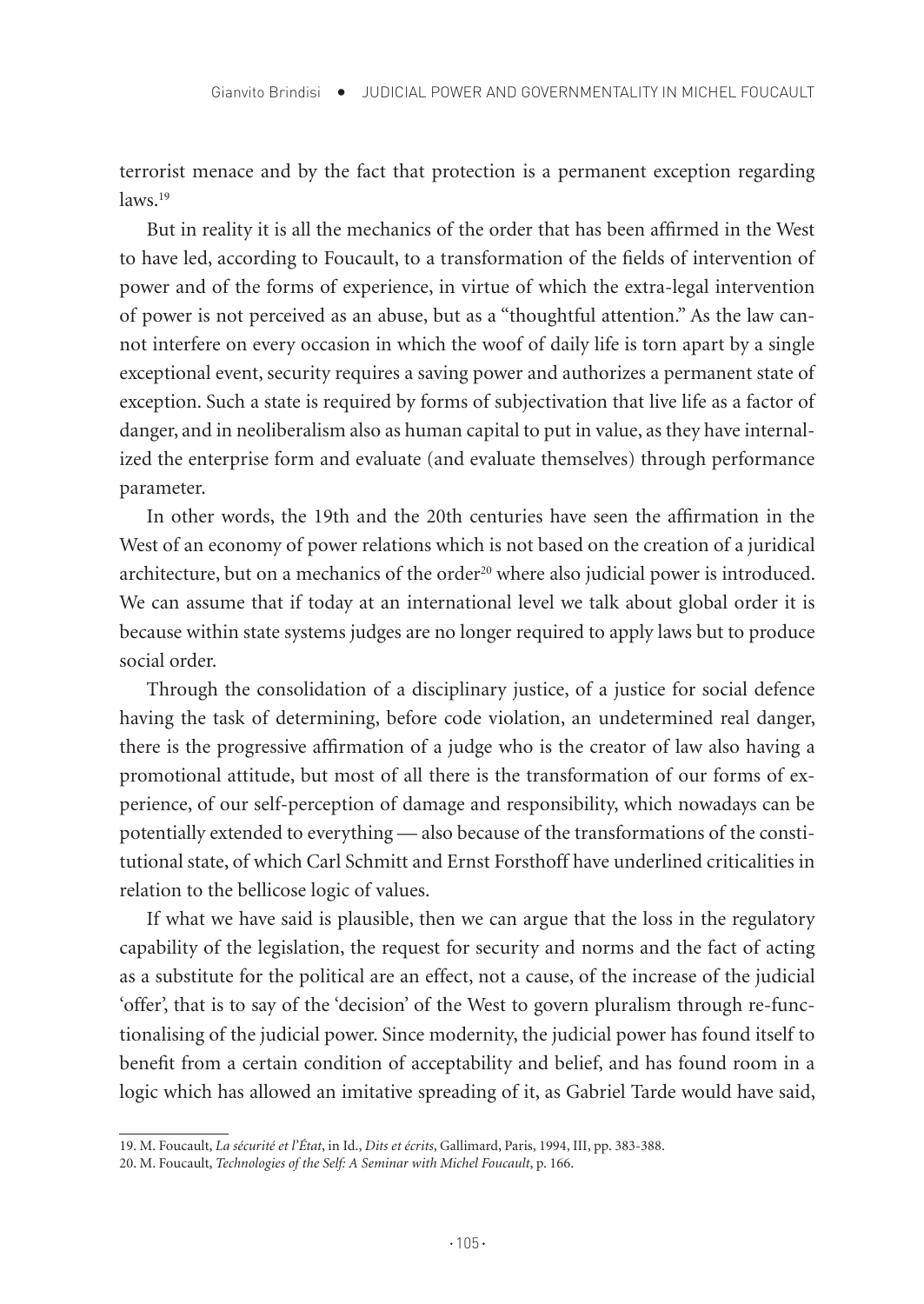terrorist menace and by the fact that protection is a permanent exception regarding laws.[19]

But in reality it is all the mechanics of the order that has been affirmed in the West to have led, according to Foucault, to a transformation of the fields of intervention of power and of the forms of experience, in virtue of which the extra-legal intervention of power is not perceived as an abuse, but as a "thoughtful attention." As the law cannot interfere on every occasion in which the woof of daily life is torn apart by a single exceptional event, security requires a saving power and authorizes a permanent state of exception. Such a state is required by forms of subjectivation that live life as a factor of danger, and in neoliberalism also as human capital to put in value, as they have internalized the enterprise form and evaluate (and evaluate themselves) through performance parameter.

In other words, the 19th and the 20th centuries have seen the affirmation in the West of an economy of power relations which is not based on the creation of a juridical architecture, but on a mechanics of the order[20] where also judicial power is introduced. We can assume that if today at an international level we talk about global order it is because within state systems judges are no longer required to apply laws but to produce social order.

Through the consolidation of a disciplinary justice, of a justice for social defence having the task of determining, before code violation, an undetermined real danger, there is the progressive affirmation of a judge who is the creator of law also having a promotional attitude, but most of all there is the transformation of our forms of experience, of our self-perception of damage and responsibility, which nowadays can be potentially extended to everything — also because of the transformations of the constitutional state, of which Carl Schmitt and Ernst Forsthoff have underlined criticalities in relation to the bellicose logic of values.

If what we have said is plausible, then we can argue that the loss in the regulatory capability of the legislation, the request for security and norms and the fact of acting as a substitute for the political are an effect, not a cause, of the increase of the judicial 'offer', that is to say of the 'decision' of the West to govern pluralism through re-functionalising of the judicial power. Since modernity, the judicial power has found itself to benefit from a certain condition of acceptability and belief, and has found room in a logic which has allowed an imitative spreading of it, as Gabriel Tarde would have said,

---

19. M. Foucault, *La sécurité et l'État*, in Id., *Dits et écrits*, Gallimard, Paris, 1994, III, pp. 383-388.

20. M. Foucault, *Technologies of the Self: A Seminar with Michel Foucault*, p. 166.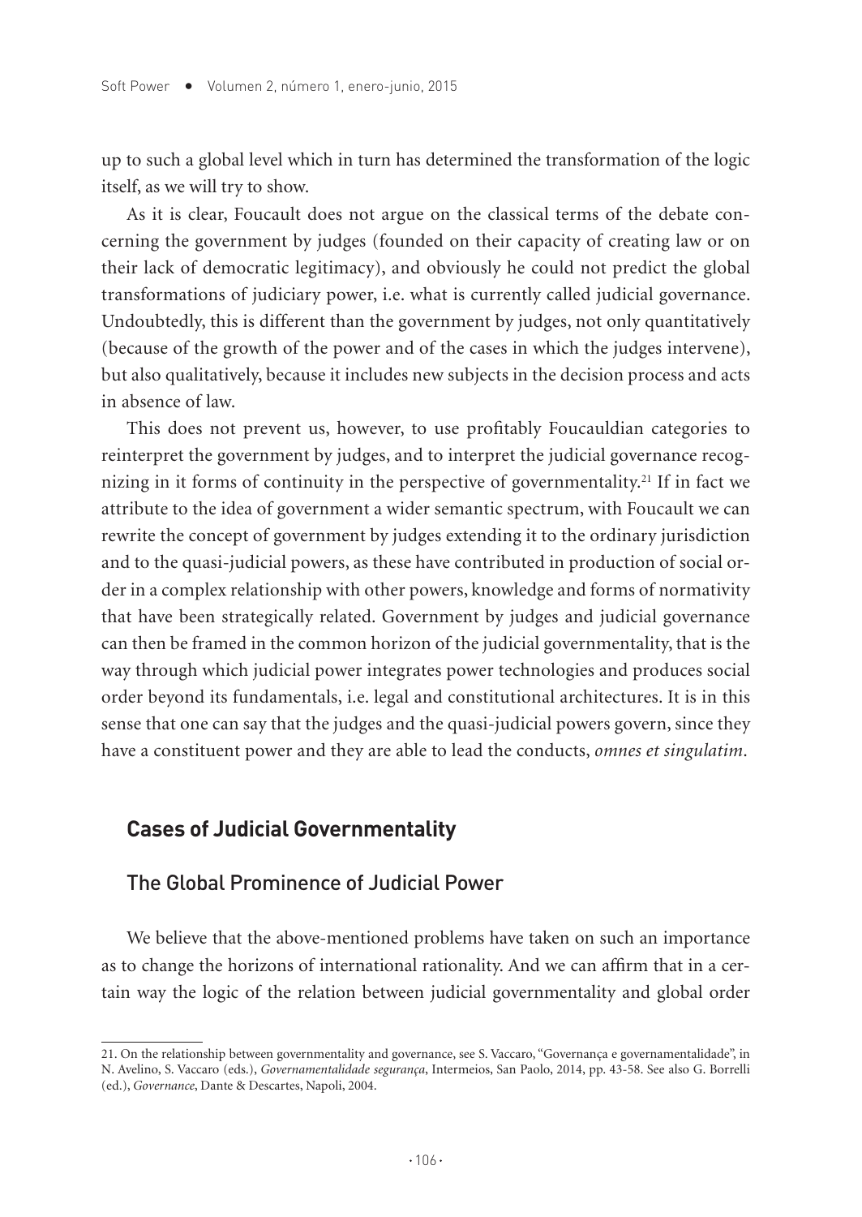up to such a global level which in turn has determined the transformation of the logic itself, as we will try to show.

As it is clear, Foucault does not argue on the classical terms of the debate concerning the government by judges (founded on their capacity of creating law or on their lack of democratic legitimacy), and obviously he could not predict the global transformations of judiciary power, i.e. what is currently called judicial governance. Undoubtedly, this is different than the government by judges, not only quantitatively (because of the growth of the power and of the cases in which the judges intervene), but also qualitatively, because it includes new subjects in the decision process and acts in absence of law.

This does not prevent us, however, to use profitably Foucauldian categories to reinterpret the government by judges, and to interpret the judicial governance recognizing in it forms of continuity in the perspective of governmentality.[21] If in fact we attribute to the idea of government a wider semantic spectrum, with Foucault we can rewrite the concept of government by judges extending it to the ordinary jurisdiction and to the quasi-judicial powers, as these have contributed in production of social order in a complex relationship with other powers, knowledge and forms of normativity that have been strategically related. Government by judges and judicial governance can then be framed in the common horizon of the judicial governmentality, that is the way through which judicial power integrates power technologies and produces social order beyond its fundamentals, i.e. legal and constitutional architectures. It is in this sense that one can say that the judges and the quasi-judicial powers govern, since they have a constituent power and they are able to lead the conducts, *omnes et singulatim*.

## Cases of Judicial Governmentality

### The Global Prominence of Judicial Power

We believe that the above-mentioned problems have taken on such an importance as to change the horizons of international rationality. And we can affirm that in a certain way the logic of the relation between judicial governmentality and global order

---

21. On the relationship between governmentality and governance, see S. Vaccaro, "Governança e governamentalidade", in N. Avelino, S. Vaccaro (eds.), *Governamentalidade segurança*, Intermeios, San Paolo, 2014, pp. 43-58. See also G. Borrelli (ed.), *Governance*, Dante & Descartes, Napoli, 2004.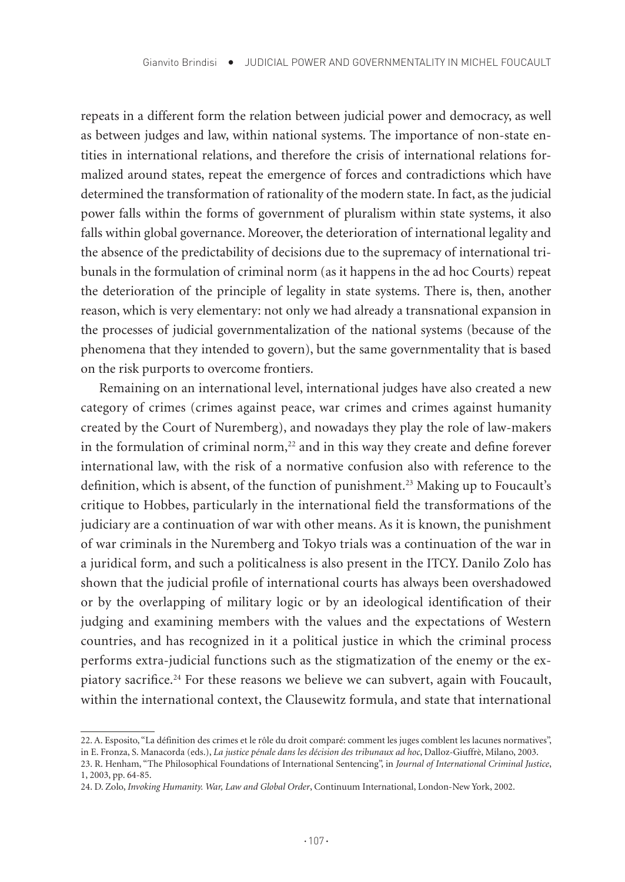repeats in a different form the relation between judicial power and democracy, as well as between judges and law, within national systems. The importance of non-state entities in international relations, and therefore the crisis of international relations formalized around states, repeat the emergence of forces and contradictions which have determined the transformation of rationality of the modern state. In fact, as the judicial power falls within the forms of government of pluralism within state systems, it also falls within global governance. Moreover, the deterioration of international legality and the absence of the predictability of decisions due to the supremacy of international tribunals in the formulation of criminal norm (as it happens in the ad hoc Courts) repeat the deterioration of the principle of legality in state systems. There is, then, another reason, which is very elementary: not only we had already a transnational expansion in the processes of judicial governmentalization of the national systems (because of the phenomena that they intended to govern), but the same governmentality that is based on the risk purports to overcome frontiers.

Remaining on an international level, international judges have also created a new category of crimes (crimes against peace, war crimes and crimes against humanity created by the Court of Nuremberg), and nowadays they play the role of law-makers in the formulation of criminal norm,[22] and in this way they create and define forever international law, with the risk of a normative confusion also with reference to the definition, which is absent, of the function of punishment.[23] Making up to Foucault's critique to Hobbes, particularly in the international field the transformations of the judiciary are a continuation of war with other means. As it is known, the punishment of war criminals in the Nuremberg and Tokyo trials was a continuation of the war in a juridical form, and such a politicalness is also present in the ITCY. Danilo Zolo has shown that the judicial profile of international courts has always been overshadowed or by the overlapping of military logic or by an ideological identification of their judging and examining members with the values and the expectations of Western countries, and has recognized in it a political justice in which the criminal process performs extra-judicial functions such as the stigmatization of the enemy or the expiatory sacrifice.[24] For these reasons we believe we can subvert, again with Foucault, within the international context, the Clausewitz formula, and state that international

22. A. Esposito, "La définition des crimes et le rôle du droit comparé: comment les juges comblent les lacunes normatives", in E. Fronza, S. Manacorda (eds.), *La justice pénale dans les décision des tribunaux ad hoc*, Dalloz-Giuffrè, Milano, 2003.
23. R. Henham, "The Philosophical Foundations of International Sentencing", in *Journal of International Criminal Justice*, 1, 2003, pp. 64-85.
24. D. Zolo, *Invoking Humanity. War, Law and Global Order*, Continuum International, London-New York, 2002.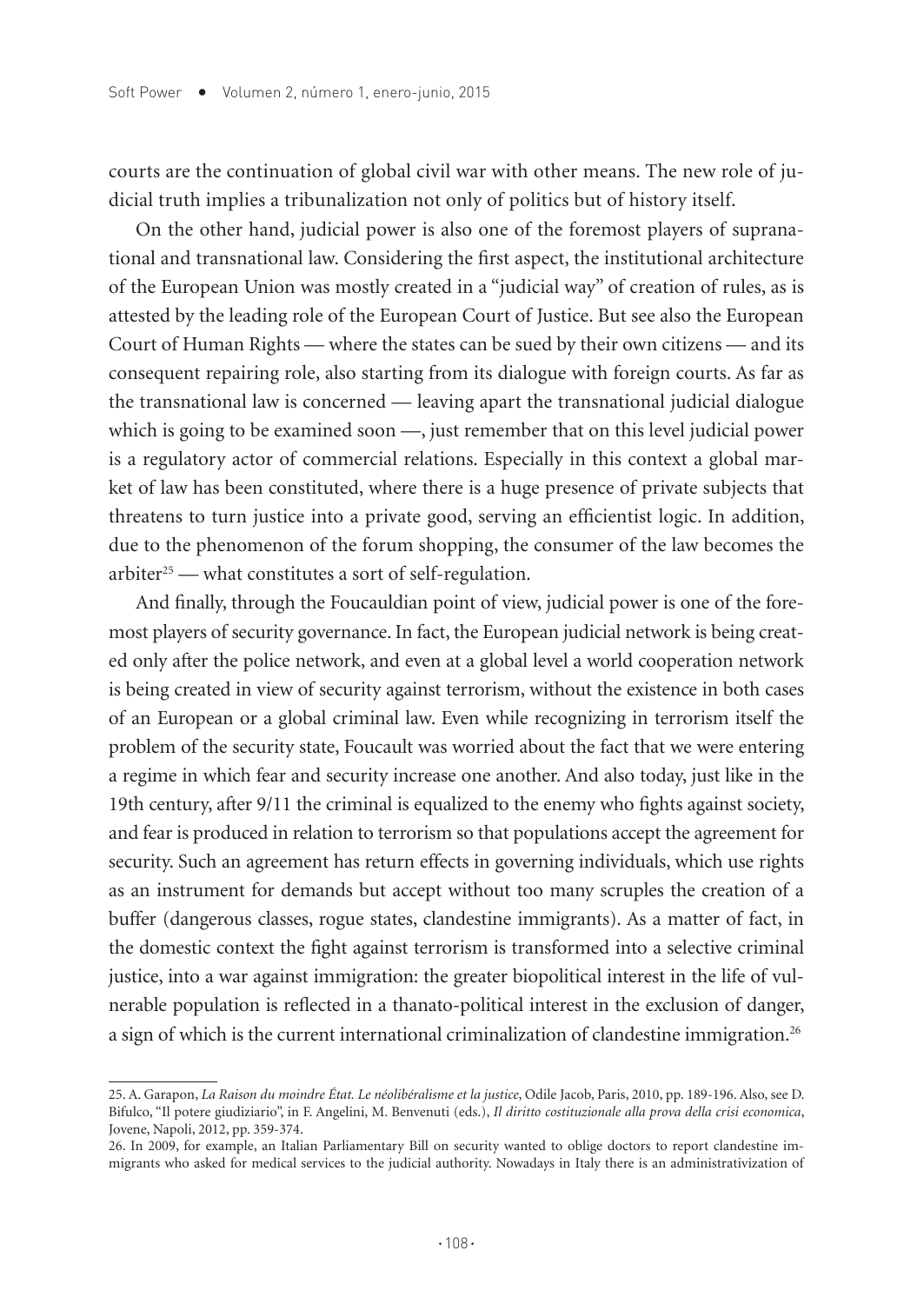courts are the continuation of global civil war with other means. The new role of judicial truth implies a tribunalization not only of politics but of history itself.

On the other hand, judicial power is also one of the foremost players of supranational and transnational law. Considering the first aspect, the institutional architecture of the European Union was mostly created in a "judicial way" of creation of rules, as is attested by the leading role of the European Court of Justice. But see also the European Court of Human Rights — where the states can be sued by their own citizens — and its consequent repairing role, also starting from its dialogue with foreign courts. As far as the transnational law is concerned — leaving apart the transnational judicial dialogue which is going to be examined soon —, just remember that on this level judicial power is a regulatory actor of commercial relations. Especially in this context a global market of law has been constituted, where there is a huge presence of private subjects that threatens to turn justice into a private good, serving an efficientist logic. In addition, due to the phenomenon of the forum shopping, the consumer of the law becomes the arbiter[25] — what constitutes a sort of self-regulation.

And finally, through the Foucauldian point of view, judicial power is one of the foremost players of security governance. In fact, the European judicial network is being created only after the police network, and even at a global level a world cooperation network is being created in view of security against terrorism, without the existence in both cases of an European or a global criminal law. Even while recognizing in terrorism itself the problem of the security state, Foucault was worried about the fact that we were entering a regime in which fear and security increase one another. And also today, just like in the 19th century, after 9/11 the criminal is equalized to the enemy who fights against society, and fear is produced in relation to terrorism so that populations accept the agreement for security. Such an agreement has return effects in governing individuals, which use rights as an instrument for demands but accept without too many scruples the creation of a buffer (dangerous classes, rogue states, clandestine immigrants). As a matter of fact, in the domestic context the fight against terrorism is transformed into a selective criminal justice, into a war against immigration: the greater biopolitical interest in the life of vulnerable population is reflected in a thanato-political interest in the exclusion of danger, a sign of which is the current international criminalization of clandestine immigration.[26]

---

25. A. Garapon, *La Raison du moindre État. Le néolibéralisme et la justice*, Odile Jacob, Paris, 2010, pp. 189-196. Also, see D. Bifulco, "Il potere giudiziario", in F. Angelini, M. Benvenuti (eds.), *Il diritto costituzionale alla prova della crisi economica*, Jovene, Napoli, 2012, pp. 359-374.

26. In 2009, for example, an Italian Parliamentary Bill on security wanted to oblige doctors to report clandestine immigrants who asked for medical services to the judicial authority. Nowadays in Italy there is an administrativization of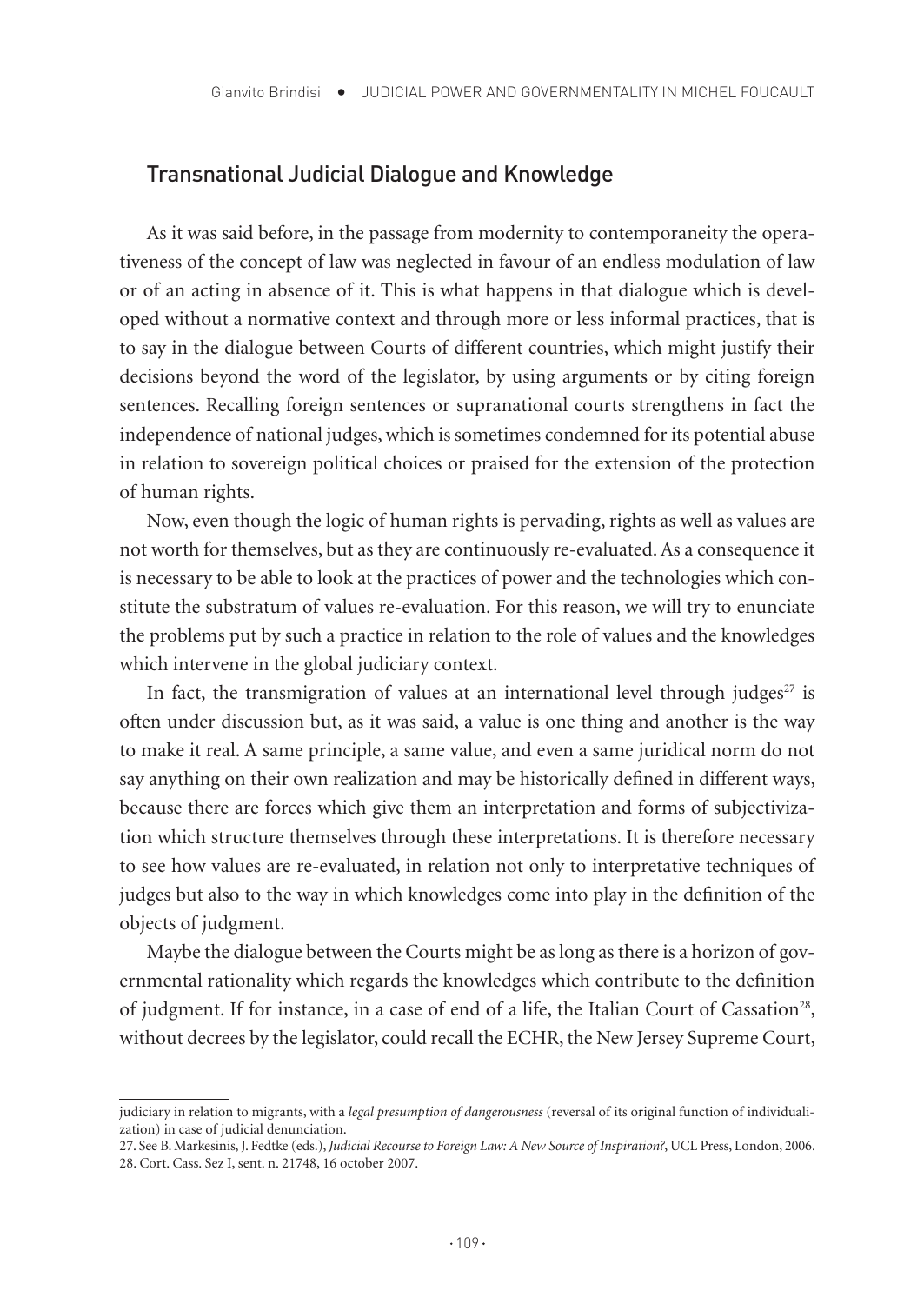## Transnational Judicial Dialogue and Knowledge

As it was said before, in the passage from modernity to contemporaneity the operativeness of the concept of law was neglected in favour of an endless modulation of law or of an acting in absence of it. This is what happens in that dialogue which is developed without a normative context and through more or less informal practices, that is to say in the dialogue between Courts of different countries, which might justify their decisions beyond the word of the legislator, by using arguments or by citing foreign sentences. Recalling foreign sentences or supranational courts strengthens in fact the independence of national judges, which is sometimes condemned for its potential abuse in relation to sovereign political choices or praised for the extension of the protection of human rights.

Now, even though the logic of human rights is pervading, rights as well as values are not worth for themselves, but as they are continuously re-evaluated. As a consequence it is necessary to be able to look at the practices of power and the technologies which constitute the substratum of values re-evaluation. For this reason, we will try to enunciate the problems put by such a practice in relation to the role of values and the knowledges which intervene in the global judiciary context.

In fact, the transmigration of values at an international level through judges[27] is often under discussion but, as it was said, a value is one thing and another is the way to make it real. A same principle, a same value, and even a same juridical norm do not say anything on their own realization and may be historically defined in different ways, because there are forces which give them an interpretation and forms of subjectivization which structure themselves through these interpretations. It is therefore necessary to see how values are re-evaluated, in relation not only to interpretative techniques of judges but also to the way in which knowledges come into play in the definition of the objects of judgment.

Maybe the dialogue between the Courts might be as long as there is a horizon of governmental rationality which regards the knowledges which contribute to the definition of judgment. If for instance, in a case of end of a life, the Italian Court of Cassation[28], without decrees by the legislator, could recall the ECHR, the New Jersey Supreme Court,

---

judiciary in relation to migrants, with a *legal presumption of dangerousness* (reversal of its original function of individualization) in case of judicial denunciation.

27. See B. Markesinis, J. Fedtke (eds.), *Judicial Recourse to Foreign Law: A New Source of Inspiration?*, UCL Press, London, 2006.

28. Cort. Cass. Sez I, sent. n. 21748, 16 october 2007.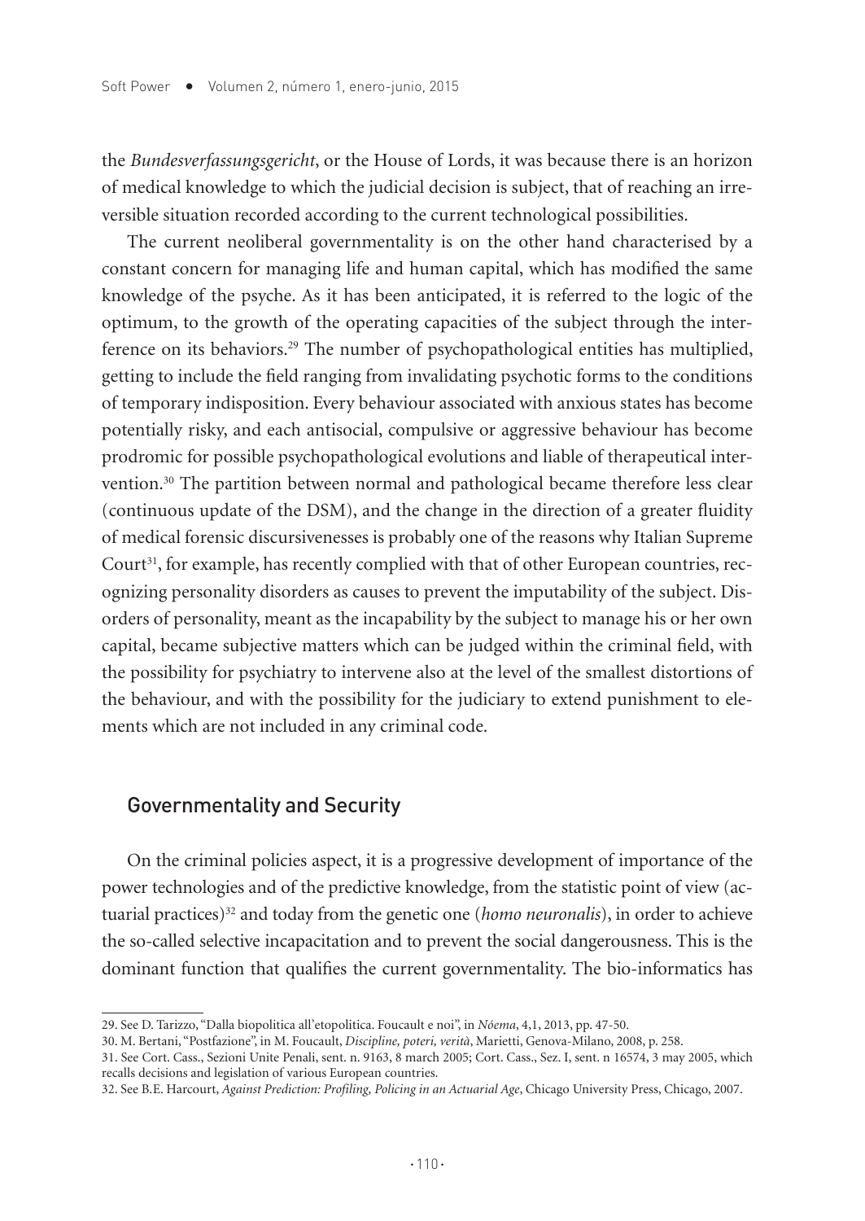the *Bundesverfassungsgericht*, or the House of Lords, it was because there is an horizon of medical knowledge to which the judicial decision is subject, that of reaching an irreversible situation recorded according to the current technological possibilities.

The current neoliberal governmentality is on the other hand characterised by a constant concern for managing life and human capital, which has modified the same knowledge of the psyche. As it has been anticipated, it is referred to the logic of the optimum, to the growth of the operating capacities of the subject through the interference on its behaviors.[29] The number of psychopathological entities has multiplied, getting to include the field ranging from invalidating psychotic forms to the conditions of temporary indisposition. Every behaviour associated with anxious states has become potentially risky, and each antisocial, compulsive or aggressive behaviour has become prodromic for possible psychopathological evolutions and liable of therapeutical intervention.[30] The partition between normal and pathological became therefore less clear (continuous update of the DSM), and the change in the direction of a greater fluidity of medical forensic discursivenesses is probably one of the reasons why Italian Supreme Court[31], for example, has recently complied with that of other European countries, recognizing personality disorders as causes to prevent the imputability of the subject. Disorders of personality, meant as the incapability by the subject to manage his or her own capital, became subjective matters which can be judged within the criminal field, with the possibility for psychiatry to intervene also at the level of the smallest distortions of the behaviour, and with the possibility for the judiciary to extend punishment to elements which are not included in any criminal code.

## Governmentality and Security

On the criminal policies aspect, it is a progressive development of importance of the power technologies and of the predictive knowledge, from the statistic point of view (actuarial practices)[32] and today from the genetic one (*homo neuronalis*), in order to achieve the so-called selective incapacitation and to prevent the social dangerousness. This is the dominant function that qualifies the current governmentality. The bio-informatics has

29. See D. Tarizzo, "Dalla biopolitica all'etopolitica. Foucault e noi", in *Nóema*, 4,1, 2013, pp. 47-50.

30. M. Bertani, "Postfazione", in M. Foucault, *Discipline, poteri, verità*, Marietti, Genova-Milano, 2008, p. 258.

31. See Cort. Cass., Sezioni Unite Penali, sent. n. 9163, 8 march 2005; Cort. Cass., Sez. I, sent. n 16574, 3 may 2005, which recalls decisions and legislation of various European countries.

32. See B.E. Harcourt, *Against Prediction: Profiling, Policing in an Actuarial Age*, Chicago University Press, Chicago, 2007.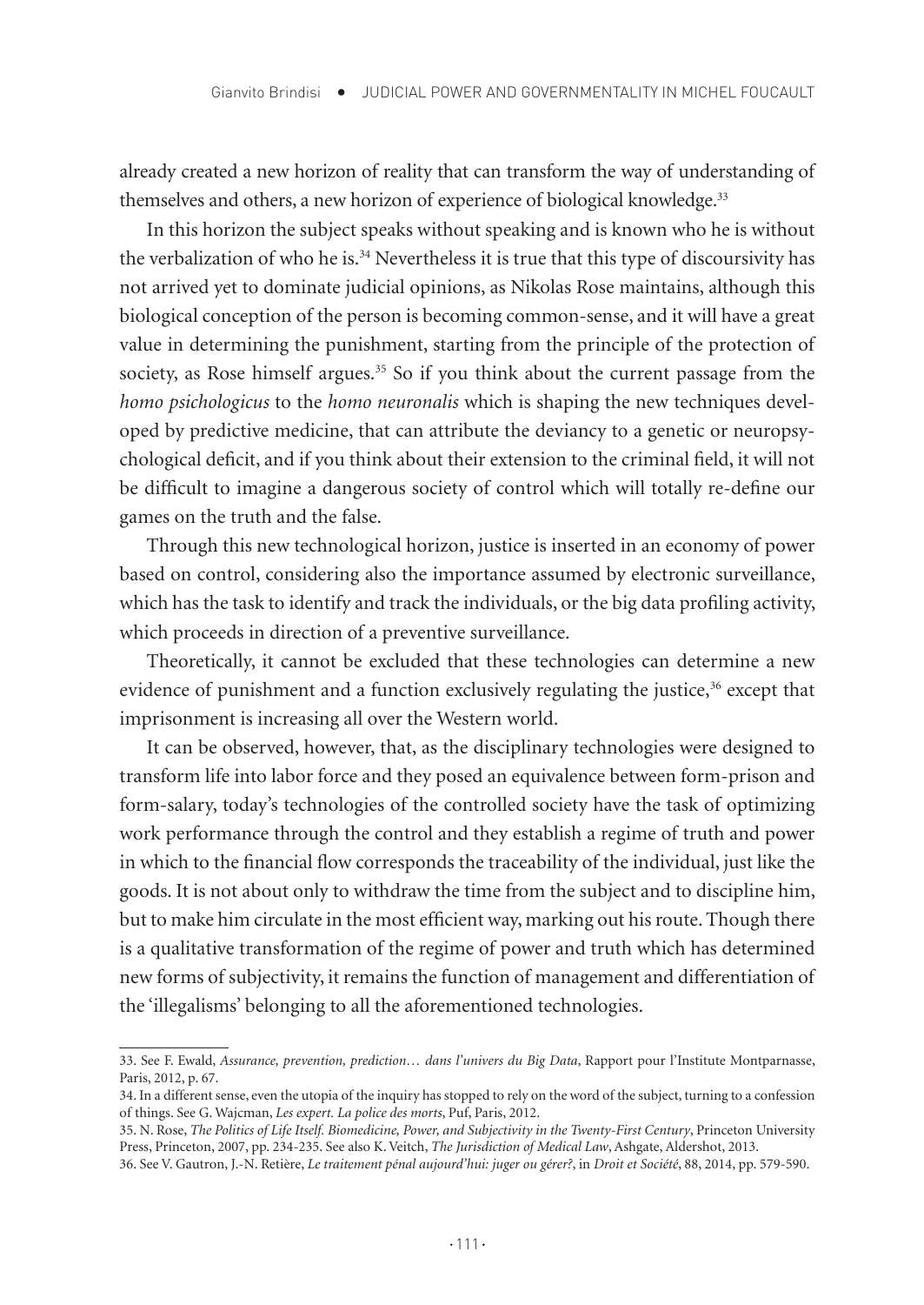already created a new horizon of reality that can transform the way of understanding of themselves and others, a new horizon of experience of biological knowledge.[33]

In this horizon the subject speaks without speaking and is known who he is without the verbalization of who he is.[34] Nevertheless it is true that this type of discoursivity has not arrived yet to dominate judicial opinions, as Nikolas Rose maintains, although this biological conception of the person is becoming common-sense, and it will have a great value in determining the punishment, starting from the principle of the protection of society, as Rose himself argues.[35] So if you think about the current passage from the *homo psichologicus* to the *homo neuronalis* which is shaping the new techniques developed by predictive medicine, that can attribute the deviancy to a genetic or neuropsychological deficit, and if you think about their extension to the criminal field, it will not be difficult to imagine a dangerous society of control which will totally re-define our games on the truth and the false.

Through this new technological horizon, justice is inserted in an economy of power based on control, considering also the importance assumed by electronic surveillance, which has the task to identify and track the individuals, or the big data profiling activity, which proceeds in direction of a preventive surveillance.

Theoretically, it cannot be excluded that these technologies can determine a new evidence of punishment and a function exclusively regulating the justice,[36] except that imprisonment is increasing all over the Western world.

It can be observed, however, that, as the disciplinary technologies were designed to transform life into labor force and they posed an equivalence between form-prison and form-salary, today's technologies of the controlled society have the task of optimizing work performance through the control and they establish a regime of truth and power in which to the financial flow corresponds the traceability of the individual, just like the goods. It is not about only to withdraw the time from the subject and to discipline him, but to make him circulate in the most efficient way, marking out his route. Though there is a qualitative transformation of the regime of power and truth which has determined new forms of subjectivity, it remains the function of management and differentiation of the 'illegalisms' belonging to all the aforementioned technologies.

---

33. See F. Ewald, *Assurance, prevention, prediction… dans l'univers du Big Data*, Rapport pour l'Institute Montparnasse, Paris, 2012, p. 67.

34. In a different sense, even the utopia of the inquiry has stopped to rely on the word of the subject, turning to a confession of things. See G. Wajcman, *Les expert. La police des morts*, Puf, Paris, 2012.

35. N. Rose, *The Politics of Life Itself. Biomedicine, Power, and Subjectivity in the Twenty-First Century*, Princeton University Press, Princeton, 2007, pp. 234-235. See also K. Veitch, *The Jurisdiction of Medical Law*, Ashgate, Aldershot, 2013.

36. See V. Gautron, J.-N. Retière, *Le traitement pénal aujourd'hui: juger ou gérer?*, in *Droit et Société*, 88, 2014, pp. 579-590.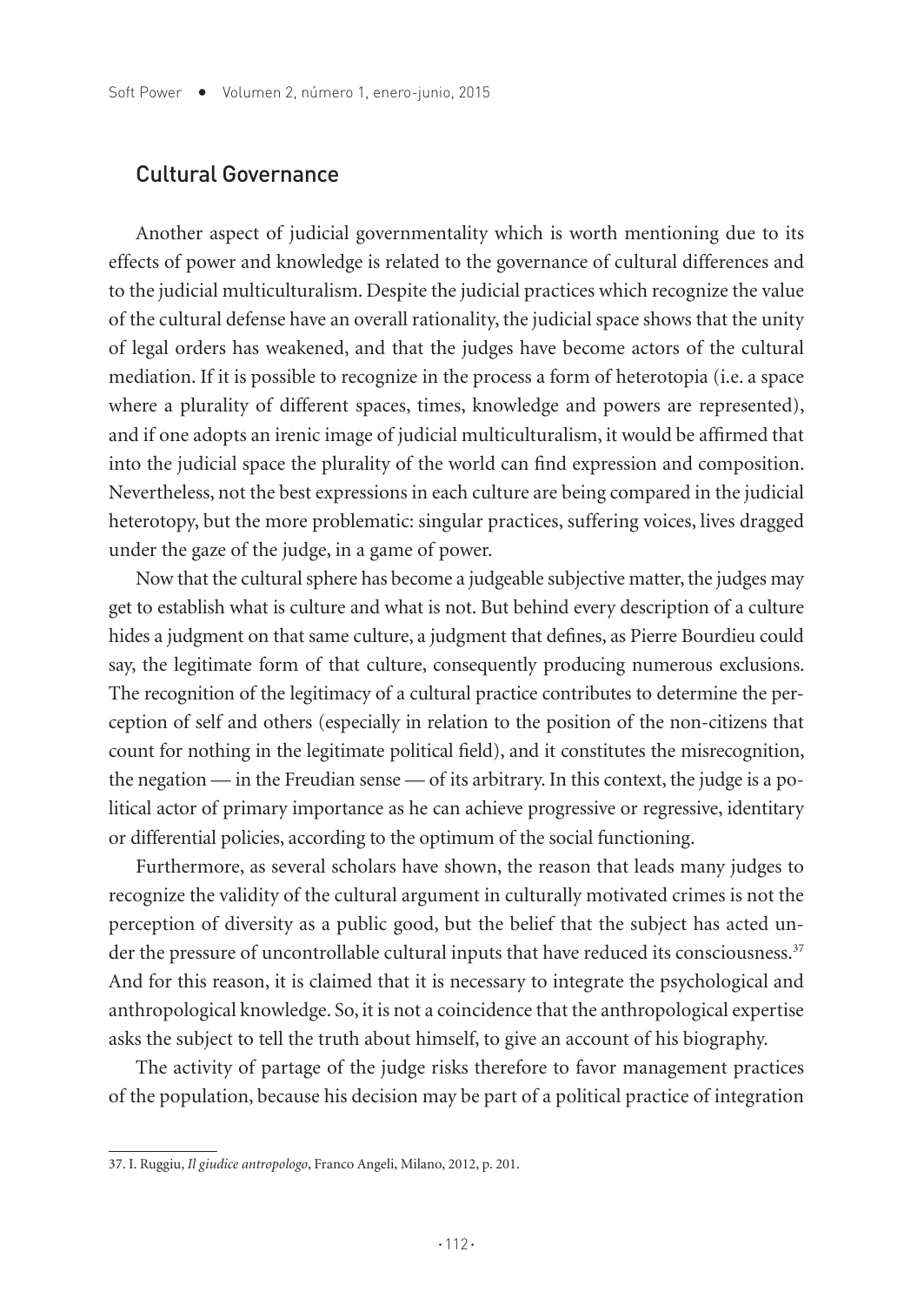## Cultural Governance

Another aspect of judicial governmentality which is worth mentioning due to its effects of power and knowledge is related to the governance of cultural differences and to the judicial multiculturalism. Despite the judicial practices which recognize the value of the cultural defense have an overall rationality, the judicial space shows that the unity of legal orders has weakened, and that the judges have become actors of the cultural mediation. If it is possible to recognize in the process a form of heterotopia (i.e. a space where a plurality of different spaces, times, knowledge and powers are represented), and if one adopts an irenic image of judicial multiculturalism, it would be affirmed that into the judicial space the plurality of the world can find expression and composition. Nevertheless, not the best expressions in each culture are being compared in the judicial heterotopy, but the more problematic: singular practices, suffering voices, lives dragged under the gaze of the judge, in a game of power.

Now that the cultural sphere has become a judgeable subjective matter, the judges may get to establish what is culture and what is not. But behind every description of a culture hides a judgment on that same culture, a judgment that defines, as Pierre Bourdieu could say, the legitimate form of that culture, consequently producing numerous exclusions. The recognition of the legitimacy of a cultural practice contributes to determine the perception of self and others (especially in relation to the position of the non-citizens that count for nothing in the legitimate political field), and it constitutes the misrecognition, the negation — in the Freudian sense — of its arbitrary. In this context, the judge is a political actor of primary importance as he can achieve progressive or regressive, identitary or differential policies, according to the optimum of the social functioning.

Furthermore, as several scholars have shown, the reason that leads many judges to recognize the validity of the cultural argument in culturally motivated crimes is not the perception of diversity as a public good, but the belief that the subject has acted under the pressure of uncontrollable cultural inputs that have reduced its consciousness.[37] And for this reason, it is claimed that it is necessary to integrate the psychological and anthropological knowledge. So, it is not a coincidence that the anthropological expertise asks the subject to tell the truth about himself, to give an account of his biography.

The activity of partage of the judge risks therefore to favor management practices of the population, because his decision may be part of a political practice of integration

---

37. I. Ruggiu, *Il giudice antropologo*, Franco Angeli, Milano, 2012, p. 201.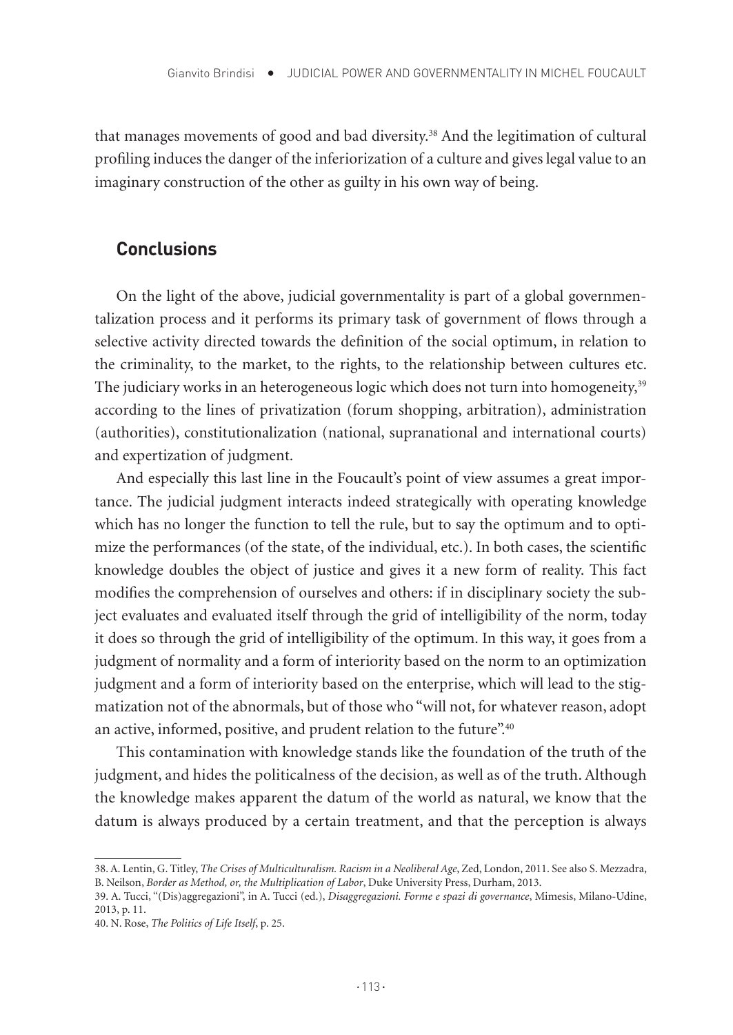that manages movements of good and bad diversity.[38] And the legitimation of cultural profiling induces the danger of the inferiorization of a culture and gives legal value to an imaginary construction of the other as guilty in his own way of being.

## Conclusions

On the light of the above, judicial governmentality is part of a global governmentalization process and it performs its primary task of government of flows through a selective activity directed towards the definition of the social optimum, in relation to the criminality, to the market, to the rights, to the relationship between cultures etc. The judiciary works in an heterogeneous logic which does not turn into homogeneity,[39] according to the lines of privatization (forum shopping, arbitration), administration (authorities), constitutionalization (national, supranational and international courts) and expertization of judgment.

And especially this last line in the Foucault's point of view assumes a great importance. The judicial judgment interacts indeed strategically with operating knowledge which has no longer the function to tell the rule, but to say the optimum and to optimize the performances (of the state, of the individual, etc.). In both cases, the scientific knowledge doubles the object of justice and gives it a new form of reality. This fact modifies the comprehension of ourselves and others: if in disciplinary society the subject evaluates and evaluated itself through the grid of intelligibility of the norm, today it does so through the grid of intelligibility of the optimum. In this way, it goes from a judgment of normality and a form of interiority based on the norm to an optimization judgment and a form of interiority based on the enterprise, which will lead to the stigmatization not of the abnormals, but of those who "will not, for whatever reason, adopt an active, informed, positive, and prudent relation to the future".[40]

This contamination with knowledge stands like the foundation of the truth of the judgment, and hides the politicalness of the decision, as well as of the truth. Although the knowledge makes apparent the datum of the world as natural, we know that the datum is always produced by a certain treatment, and that the perception is always

---

38. A. Lentin, G. Titley, *The Crises of Multiculturalism. Racism in a Neoliberal Age*, Zed, London, 2011. See also S. Mezzadra, B. Neilson, *Border as Method, or, the Multiplication of Labor*, Duke University Press, Durham, 2013.

39. A. Tucci, "(Dis)aggregazioni", in A. Tucci (ed.), *Disaggregazioni. Forme e spazi di governance*, Mimesis, Milano-Udine, 2013, p. 11.

40. N. Rose, *The Politics of Life Itself*, p. 25.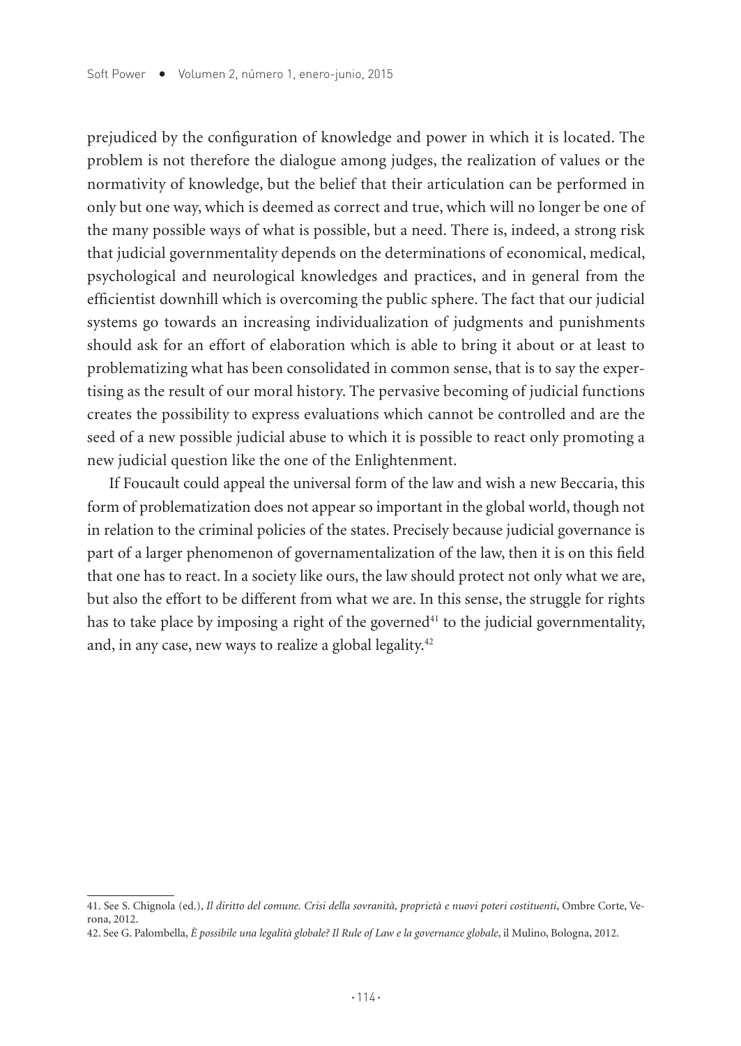prejudiced by the configuration of knowledge and power in which it is located. The problem is not therefore the dialogue among judges, the realization of values or the normativity of knowledge, but the belief that their articulation can be performed in only but one way, which is deemed as correct and true, which will no longer be one of the many possible ways of what is possible, but a need. There is, indeed, a strong risk that judicial governmentality depends on the determinations of economical, medical, psychological and neurological knowledges and practices, and in general from the efficientist downhill which is overcoming the public sphere. The fact that our judicial systems go towards an increasing individualization of judgments and punishments should ask for an effort of elaboration which is able to bring it about or at least to problematizing what has been consolidated in common sense, that is to say the expertising as the result of our moral history. The pervasive becoming of judicial functions creates the possibility to express evaluations which cannot be controlled and are the seed of a new possible judicial abuse to which it is possible to react only promoting a new judicial question like the one of the Enlightenment.

If Foucault could appeal the universal form of the law and wish a new Beccaria, this form of problematization does not appear so important in the global world, though not in relation to the criminal policies of the states. Precisely because judicial governance is part of a larger phenomenon of governamentalization of the law, then it is on this field that one has to react. In a society like ours, the law should protect not only what we are, but also the effort to be different from what we are. In this sense, the struggle for rights has to take place by imposing a right of the governed[41] to the judicial governmentality, and, in any case, new ways to realize a global legality.[42]

---

41. See S. Chignola (ed.), *Il diritto del comune. Crisi della sovranità, proprietà e nuovi poteri costituenti*, Ombre Corte, Verona, 2012.

42. See G. Palombella, *È possibile una legalità globale? Il Rule of Law e la governance globale*, il Mulino, Bologna, 2012.